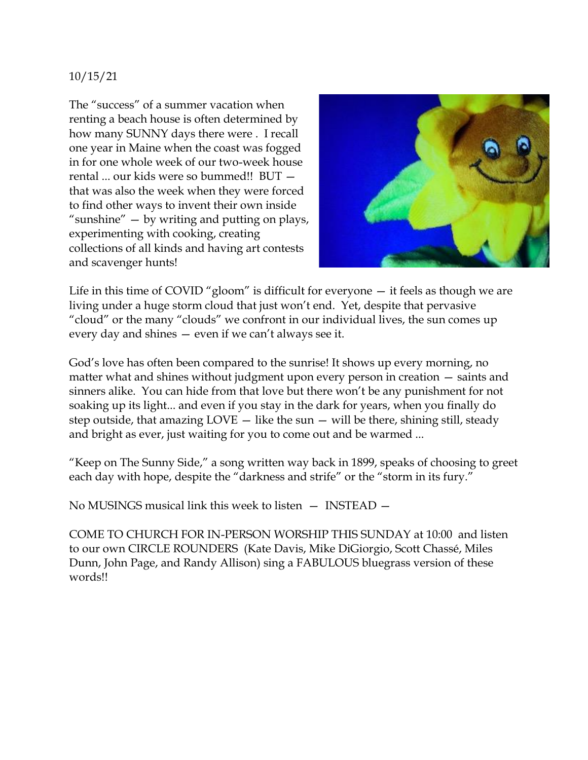10/15/21

The “success” of a summer vacation when renting a beach house is often determined by how many SUNNY days there were . I recall one year in Maine when the coast was fogged in for one whole week of our two-week house rental ... our kids were so bummed!! BUT — that was also the week when they were forced to find other ways to invent their own inside “sunshine” — by writing and putting on plays, experimenting with cooking, creating collections of all kinds and having art contests and scavenger hunts!

Life in this time of COVID “gloom” is difficult for everyone — it feels as though we are living under a huge storm cloud that just won’t end. Yet, despite that pervasive “cloud” or the many “clouds” we confront in our individual lives, the sun comes up every day and shines — even if we can’t always see it.

God’s love has often been compared to the sunrise! It shows up every morning, no matter what and shines without judgment upon every person in creation — saints and sinners alike. You can hide from that love but there won’t be any punishment for not soaking up its light... and even if you stay in the dark for years, when you finally do step outside, that amazing LOVE — like the sun — will be there, shining still, steady and bright as ever, just waiting for you to come out and be warmed ...

“Keep on The Sunny Side,” a song written way back in 1899, speaks of choosing to greet each day with hope, despite the “darkness and strife” or the “storm in its fury.”

No MUSINGS musical link this week to listen — INSTEAD —

COME TO CHURCH FOR IN-PERSON WORSHIP THIS SUNDAY at 10:00 and listen to our own CIRCLE ROUNDERS (Kate Davis, Mike DiGiorgio, Scott Chassé, Miles Dunn, John Page, and Randy Allison) sing a FABULOUS bluegrass version of these words!!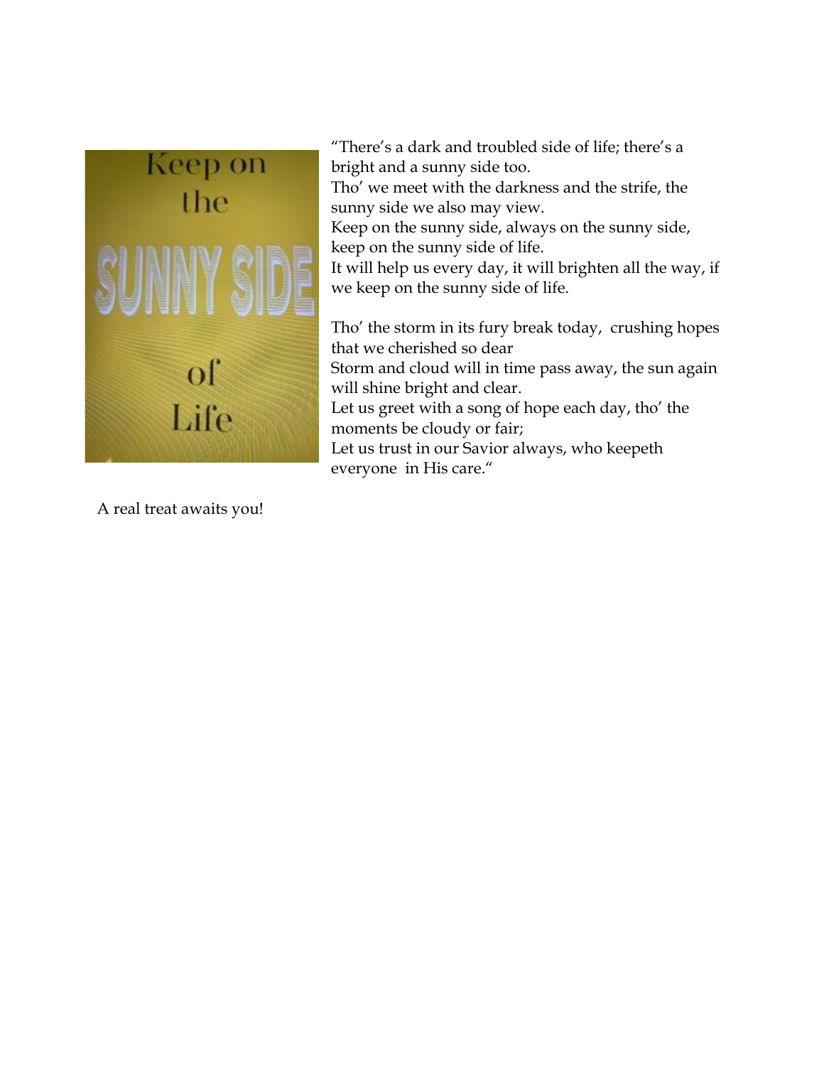"There's a dark and troubled side of life; there's a bright and a sunny side too.
Tho' we meet with the darkness and the strife, the sunny side we also may view.
Keep on the sunny side, always on the sunny side, keep on the sunny side of life.
It will help us every day, it will brighten all the way, if we keep on the sunny side of life.

Tho' the storm in its fury break today, crushing hopes that we cherished so dear
Storm and cloud will in time pass away, the sun again will shine bright and clear.
Let us greet with a song of hope each day, tho' the moments be cloudy or fair;
Let us trust in our Savior always, who keepeth everyone in His care."

A real treat awaits you!